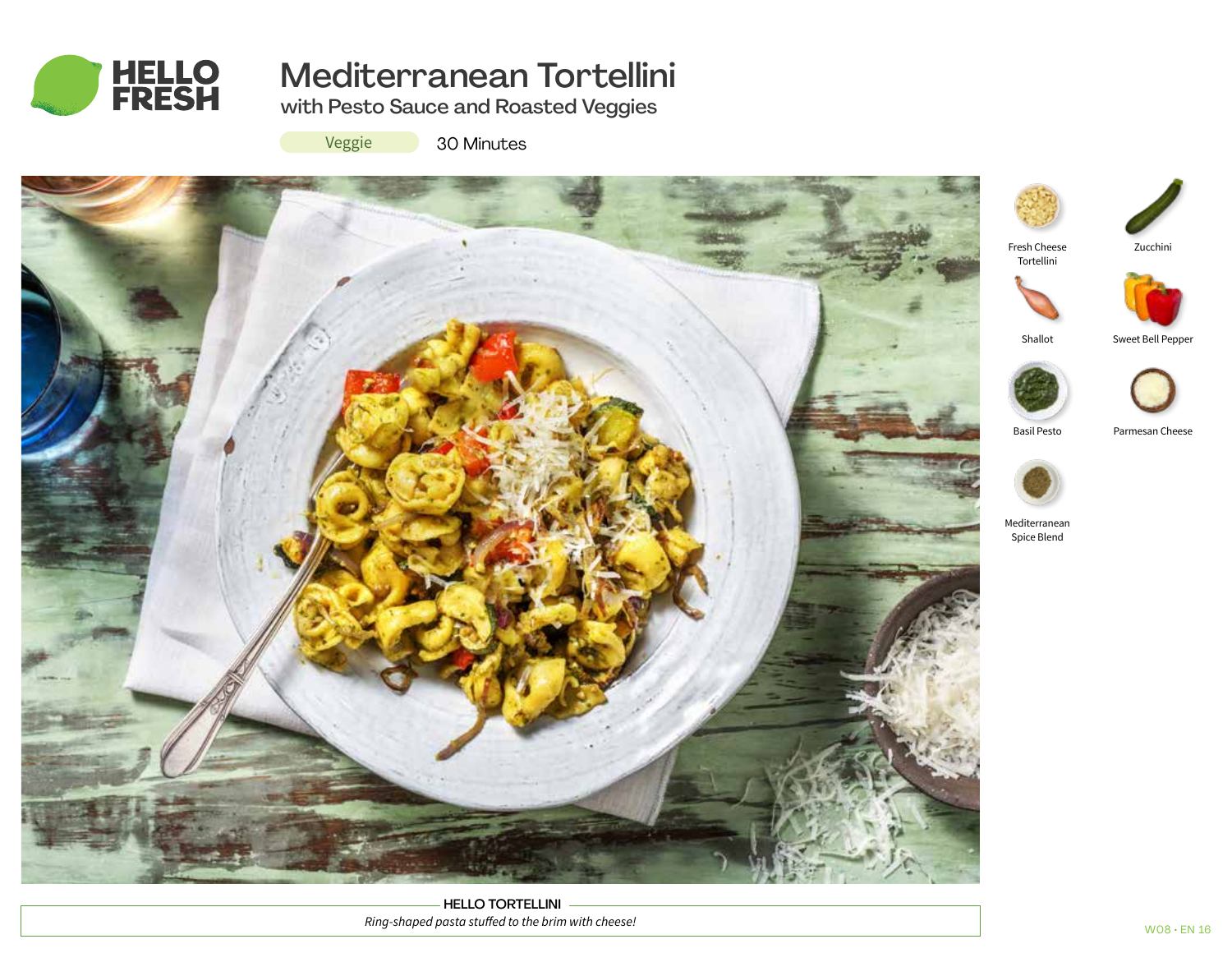# Mediterranean Tortellini

## with Pesto Sauce and Roasted Veggies

Veggie 30 Minutes

- Fresh Cheese Tortellini
- Zucchini
- Shallot
- Sweet Bell Pepper
- Basil Pesto
- Parmesan Cheese
- Mediterranean Spice Blend

**HELLO TORTELLINI**

*Ring-shaped pasta stuffed to the brim with cheese!*

W08 · EN 16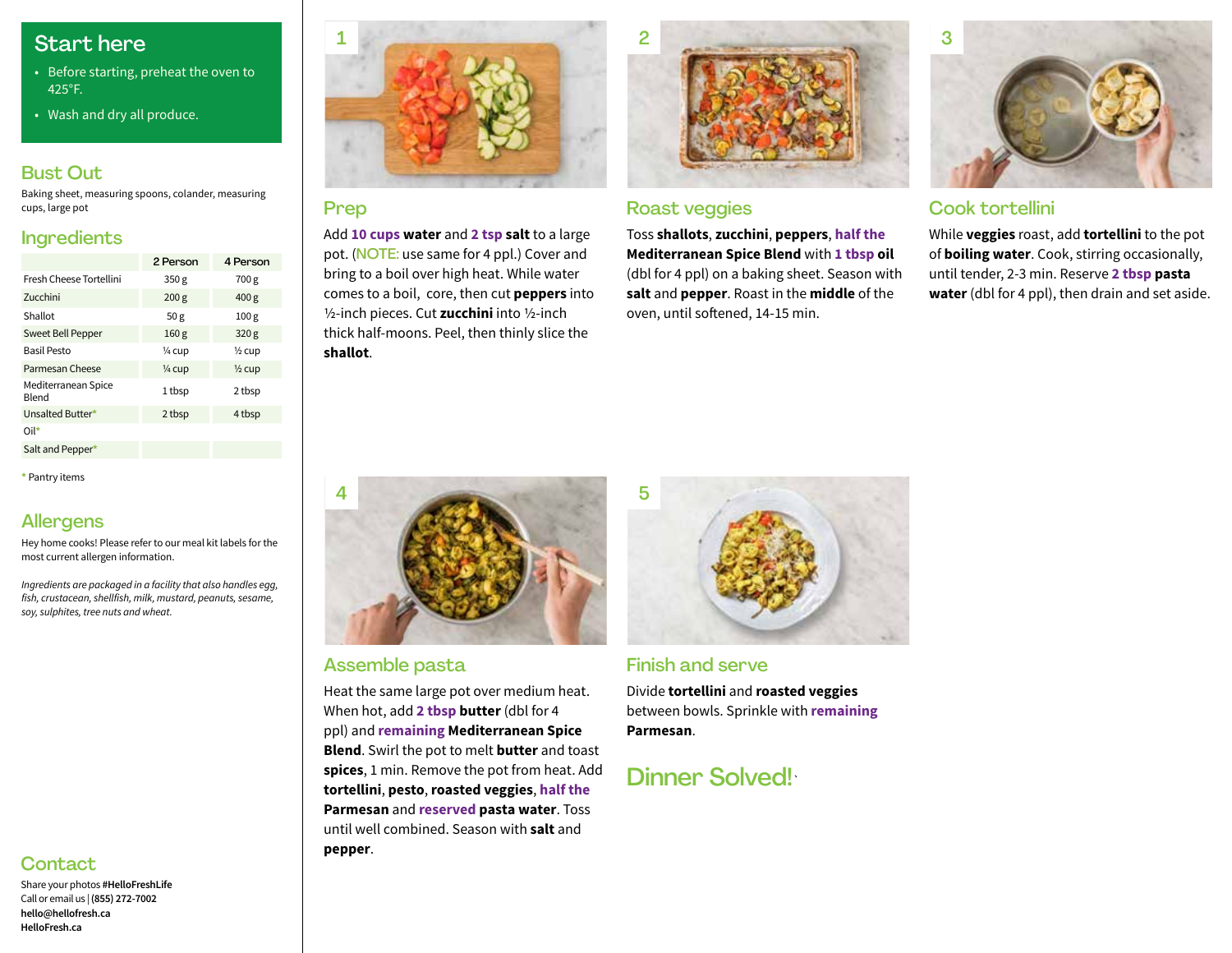## Start here

- Before starting, preheat the oven to 425°F.
- Wash and dry all produce.

## Bust Out

Baking sheet, measuring spoons, colander, measuring cups, large pot

## Ingredients

| | 2 Person | 4 Person |
|---|---|---|
| Fresh Cheese Tortellini | 350 g | 700 g |
| Zucchini | 200 g | 400 g |
| Shallot | 50 g | 100 g |
| Sweet Bell Pepper | 160 g | 320 g |
| Basil Pesto | ¼ cup | ½ cup |
| Parmesan Cheese | ¼ cup | ½ cup |
| Mediterranean Spice Blend | 1 tbsp | 2 tbsp |
| Unsalted Butter* | 2 tbsp | 4 tbsp |
| Oil* | | |
| Salt and Pepper* | | |

\* Pantry items

## Allergens

Hey home cooks! Please refer to our meal kit labels for the most current allergen information.

*Ingredients are packaged in a facility that also handles egg, fish, crustacean, shellfish, milk, mustard, peanuts, sesame, soy, sulphites, tree nuts and wheat.*

## 1 Prep

Add **10 cups water** and **2 tsp salt** to a large pot. (NOTE: use same for 4 ppl.) Cover and bring to a boil over high heat. While water comes to a boil, core, then cut **peppers** into ½-inch pieces. Cut **zucchini** into ½-inch thick half-moons. Peel, then thinly slice the **shallot**.

## 2 Roast veggies

Toss **shallots**, **zucchini**, **peppers**, **half the Mediterranean Spice Blend** with **1 tbsp oil** (dbl for 4 ppl) on a baking sheet. Season with **salt** and **pepper**. Roast in the **middle** of the oven, until softened, 14-15 min.

## 3 Cook tortellini

While **veggies** roast, add **tortellini** to the pot of **boiling water**. Cook, stirring occasionally, until tender, 2-3 min. Reserve **2 tbsp pasta water** (dbl for 4 ppl), then drain and set aside.

## 4 Assemble pasta

Heat the same large pot over medium heat. When hot, add **2 tbsp butter** (dbl for 4 ppl) and **remaining Mediterranean Spice Blend**. Swirl the pot to melt **butter** and toast **spices**, 1 min. Remove the pot from heat. Add **tortellini**, **pesto**, **roasted veggies**, **half the Parmesan** and **reserved pasta water**. Toss until well combined. Season with **salt** and **pepper**.

## 5 Finish and serve

Divide **tortellini** and **roasted veggies** between bowls. Sprinkle with **remaining Parmesan**.

## Dinner Solved!

## Contact

Share your photos **#HelloFreshLife**
Call or email us | **(855) 272-7002**
**hello@hellofresh.ca**
**HelloFresh.ca**